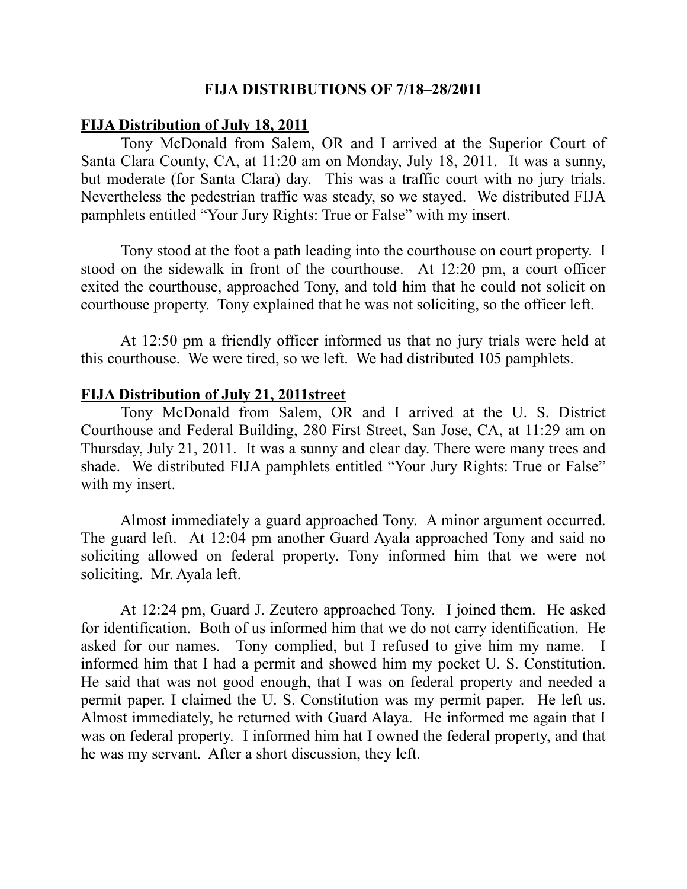# FIJA DISTRIBUTIONS OF 7/18–28/2011

## FIJA Distribution of July 18, 2011

Tony McDonald from Salem, OR and I arrived at the Superior Court of Santa Clara County, CA, at 11:20 am on Monday, July 18, 2011. It was a sunny, but moderate (for Santa Clara) day. This was a traffic court with no jury trials. Nevertheless the pedestrian traffic was steady, so we stayed. We distributed FIJA pamphlets entitled "Your Jury Rights: True or False" with my insert.

Tony stood at the foot a path leading into the courthouse on court property. I stood on the sidewalk in front of the courthouse. At 12:20 pm, a court officer exited the courthouse, approached Tony, and told him that he could not solicit on courthouse property. Tony explained that he was not soliciting, so the officer left.

At 12:50 pm a friendly officer informed us that no jury trials were held at this courthouse. We were tired, so we left. We had distributed 105 pamphlets.

## FIJA Distribution of July 21, 2011street

Tony McDonald from Salem, OR and I arrived at the U. S. District Courthouse and Federal Building, 280 First Street, San Jose, CA, at 11:29 am on Thursday, July 21, 2011. It was a sunny and clear day. There were many trees and shade. We distributed FIJA pamphlets entitled "Your Jury Rights: True or False" with my insert.

Almost immediately a guard approached Tony. A minor argument occurred. The guard left. At 12:04 pm another Guard Ayala approached Tony and said no soliciting allowed on federal property. Tony informed him that we were not soliciting. Mr. Ayala left.

At 12:24 pm, Guard J. Zeutero approached Tony. I joined them. He asked for identification. Both of us informed him that we do not carry identification. He asked for our names. Tony complied, but I refused to give him my name. I informed him that I had a permit and showed him my pocket U. S. Constitution. He said that was not good enough, that I was on federal property and needed a permit paper. I claimed the U. S. Constitution was my permit paper. He left us. Almost immediately, he returned with Guard Alaya. He informed me again that I was on federal property. I informed him hat I owned the federal property, and that he was my servant. After a short discussion, they left.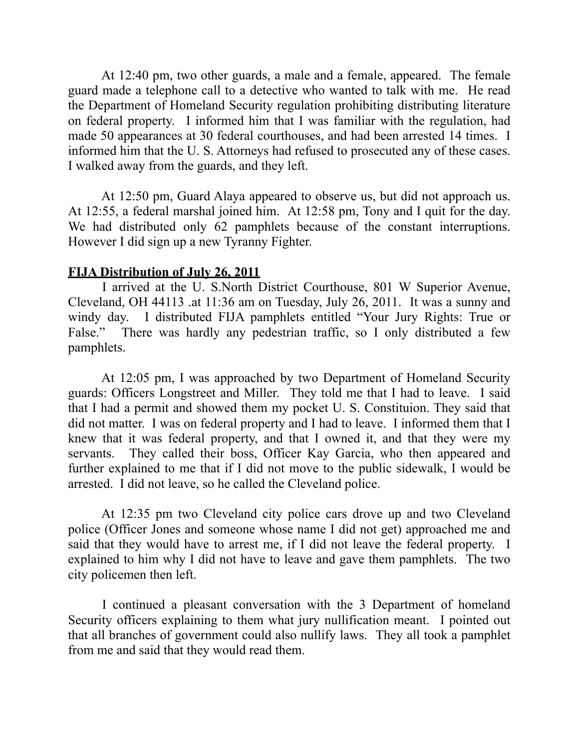At 12:40 pm, two other guards, a male and a female, appeared. The female guard made a telephone call to a detective who wanted to talk with me. He read the Department of Homeland Security regulation prohibiting distributing literature on federal property. I informed him that I was familiar with the regulation, had made 50 appearances at 30 federal courthouses, and had been arrested 14 times. I informed him that the U. S. Attorneys had refused to prosecuted any of these cases. I walked away from the guards, and they left.

At 12:50 pm, Guard Alaya appeared to observe us, but did not approach us. At 12:55, a federal marshal joined him. At 12:58 pm, Tony and I quit for the day. We had distributed only 62 pamphlets because of the constant interruptions. However I did sign up a new Tyranny Fighter.

**FIJA Distribution of July 26, 2011**

I arrived at the U. S.North District Courthouse, 801 W Superior Avenue, Cleveland, OH 44113 .at 11:36 am on Tuesday, July 26, 2011. It was a sunny and windy day. I distributed FIJA pamphlets entitled "Your Jury Rights: True or False." There was hardly any pedestrian traffic, so I only distributed a few pamphlets.

At 12:05 pm, I was approached by two Department of Homeland Security guards: Officers Longstreet and Miller. They told me that I had to leave. I said that I had a permit and showed them my pocket U. S. Constituion. They said that did not matter. I was on federal property and I had to leave. I informed them that I knew that it was federal property, and that I owned it, and that they were my servants. They called their boss, Officer Kay Garcia, who then appeared and further explained to me that if I did not move to the public sidewalk, I would be arrested. I did not leave, so he called the Cleveland police.

At 12:35 pm two Cleveland city police cars drove up and two Cleveland police (Officer Jones and someone whose name I did not get) approached me and said that they would have to arrest me, if I did not leave the federal property. I explained to him why I did not have to leave and gave them pamphlets. The two city policemen then left.

I continued a pleasant conversation with the 3 Department of homeland Security officers explaining to them what jury nullification meant. I pointed out that all branches of government could also nullify laws. They all took a pamphlet from me and said that they would read them.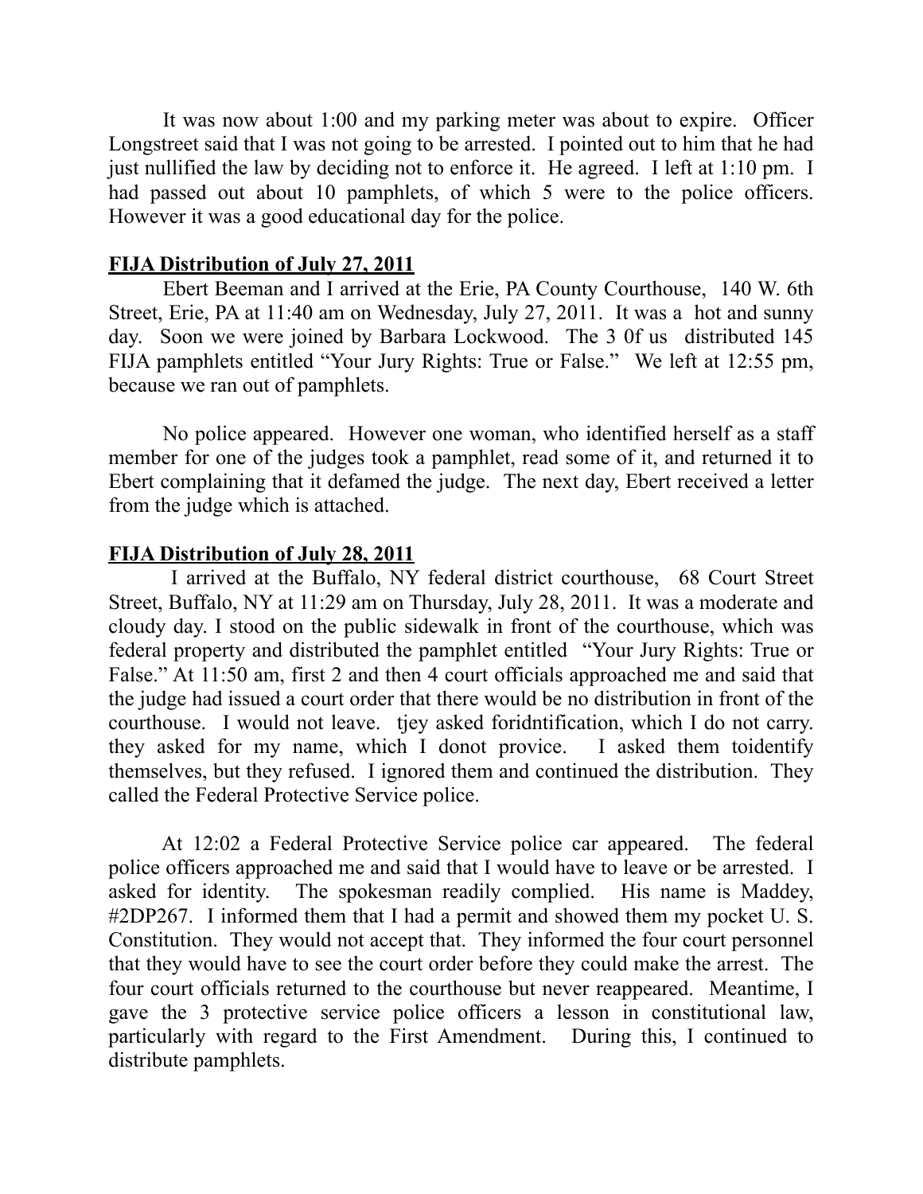It was now about 1:00 and my parking meter was about to expire. Officer Longstreet said that I was not going to be arrested. I pointed out to him that he had just nullified the law by deciding not to enforce it. He agreed. I left at 1:10 pm. I had passed out about 10 pamphlets, of which 5 were to the police officers. However it was a good educational day for the police.

**FIJA Distribution of July 27, 2011**

Ebert Beeman and I arrived at the Erie, PA County Courthouse, 140 W. 6th Street, Erie, PA at 11:40 am on Wednesday, July 27, 2011. It was a hot and sunny day. Soon we were joined by Barbara Lockwood. The 3 0f us distributed 145 FIJA pamphlets entitled "Your Jury Rights: True or False." We left at 12:55 pm, because we ran out of pamphlets.

No police appeared. However one woman, who identified herself as a staff member for one of the judges took a pamphlet, read some of it, and returned it to Ebert complaining that it defamed the judge. The next day, Ebert received a letter from the judge which is attached.

**FIJA Distribution of July 28, 2011**

I arrived at the Buffalo, NY federal district courthouse, 68 Court Street Street, Buffalo, NY at 11:29 am on Thursday, July 28, 2011. It was a moderate and cloudy day. I stood on the public sidewalk in front of the courthouse, which was federal property and distributed the pamphlet entitled "Your Jury Rights: True or False." At 11:50 am, first 2 and then 4 court officials approached me and said that the judge had issued a court order that there would be no distribution in front of the courthouse. I would not leave. tjey asked foridntification, which I do not carry. they asked for my name, which I donot provice. I asked them toidentify themselves, but they refused. I ignored them and continued the distribution. They called the Federal Protective Service police.

At 12:02 a Federal Protective Service police car appeared. The federal police officers approached me and said that I would have to leave or be arrested. I asked for identity. The spokesman readily complied. His name is Maddey, #2DP267. I informed them that I had a permit and showed them my pocket U. S. Constitution. They would not accept that. They informed the four court personnel that they would have to see the court order before they could make the arrest. The four court officials returned to the courthouse but never reappeared. Meantime, I gave the 3 protective service police officers a lesson in constitutional law, particularly with regard to the First Amendment. During this, I continued to distribute pamphlets.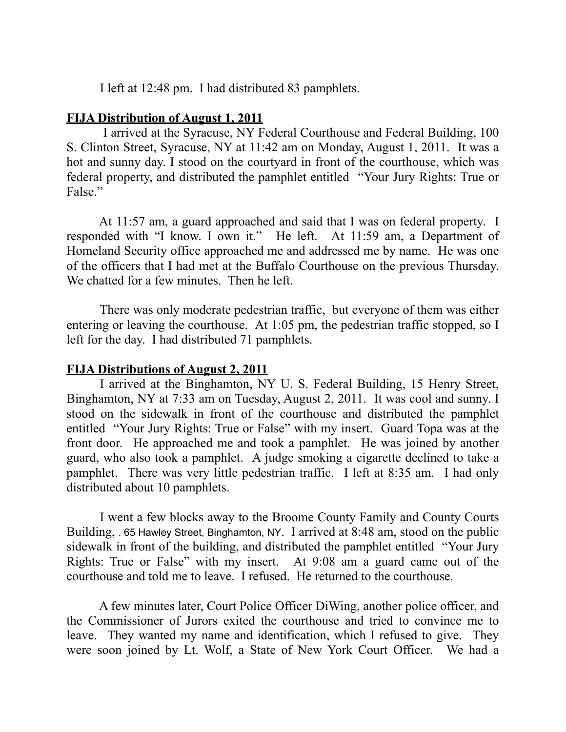I left at 12:48 pm. I had distributed 83 pamphlets.

**FIJA Distribution of August 1, 2011**

I arrived at the Syracuse, NY Federal Courthouse and Federal Building, 100 S. Clinton Street, Syracuse, NY at 11:42 am on Monday, August 1, 2011. It was a hot and sunny day. I stood on the courtyard in front of the courthouse, which was federal property, and distributed the pamphlet entitled "Your Jury Rights: True or False."

At 11:57 am, a guard approached and said that I was on federal property. I responded with "I know. I own it." He left. At 11:59 am, a Department of Homeland Security office approached me and addressed me by name. He was one of the officers that I had met at the Buffalo Courthouse on the previous Thursday. We chatted for a few minutes. Then he left.

There was only moderate pedestrian traffic, but everyone of them was either entering or leaving the courthouse. At 1:05 pm, the pedestrian traffic stopped, so I left for the day. I had distributed 71 pamphlets.

**FIJA Distributions of August 2, 2011**

I arrived at the Binghamton, NY U. S. Federal Building, 15 Henry Street, Binghamton, NY at 7:33 am on Tuesday, August 2, 2011. It was cool and sunny. I stood on the sidewalk in front of the courthouse and distributed the pamphlet entitled "Your Jury Rights: True or False" with my insert. Guard Topa was at the front door. He approached me and took a pamphlet. He was joined by another guard, who also took a pamphlet. A judge smoking a cigarette declined to take a pamphlet. There was very little pedestrian traffic. I left at 8:35 am. I had only distributed about 10 pamphlets.

I went a few blocks away to the Broome County Family and County Courts Building, . 65 Hawley Street, Binghamton, NY. I arrived at 8:48 am, stood on the public sidewalk in front of the building, and distributed the pamphlet entitled "Your Jury Rights: True or False" with my insert. At 9:08 am a guard came out of the courthouse and told me to leave. I refused. He returned to the courthouse.

A few minutes later, Court Police Officer DiWing, another police officer, and the Commissioner of Jurors exited the courthouse and tried to convince me to leave. They wanted my name and identification, which I refused to give. They were soon joined by Lt. Wolf, a State of New York Court Officer. We had a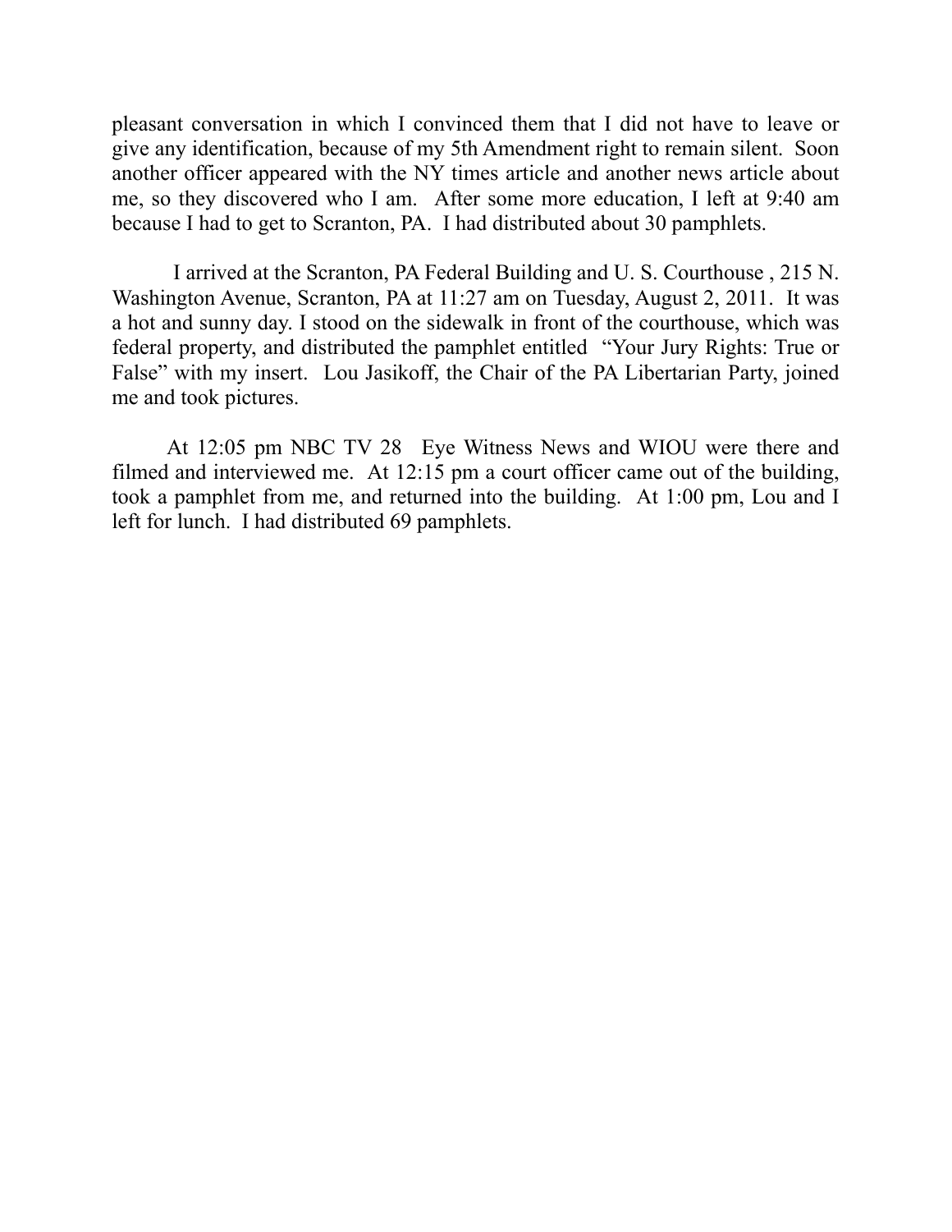pleasant conversation in which I convinced them that I did not have to leave or give any identification, because of my 5th Amendment right to remain silent. Soon another officer appeared with the NY times article and another news article about me, so they discovered who I am. After some more education, I left at 9:40 am because I had to get to Scranton, PA. I had distributed about 30 pamphlets.

I arrived at the Scranton, PA Federal Building and U. S. Courthouse , 215 N. Washington Avenue, Scranton, PA at 11:27 am on Tuesday, August 2, 2011. It was a hot and sunny day. I stood on the sidewalk in front of the courthouse, which was federal property, and distributed the pamphlet entitled "Your Jury Rights: True or False" with my insert. Lou Jasikoff, the Chair of the PA Libertarian Party, joined me and took pictures.

At 12:05 pm NBC TV 28 Eye Witness News and WIOU were there and filmed and interviewed me. At 12:15 pm a court officer came out of the building, took a pamphlet from me, and returned into the building. At 1:00 pm, Lou and I left for lunch. I had distributed 69 pamphlets.